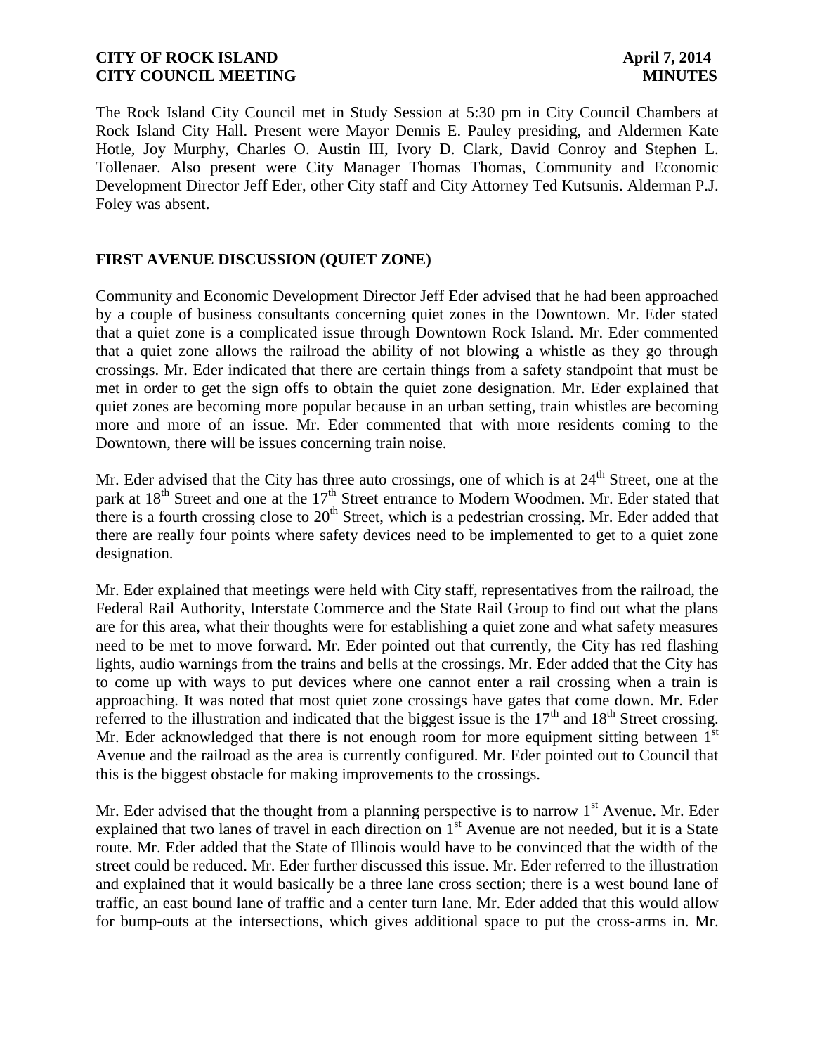The Rock Island City Council met in Study Session at 5:30 pm in City Council Chambers at Rock Island City Hall. Present were Mayor Dennis E. Pauley presiding, and Aldermen Kate Hotle, Joy Murphy, Charles O. Austin III, Ivory D. Clark, David Conroy and Stephen L. Tollenaer. Also present were City Manager Thomas Thomas, Community and Economic Development Director Jeff Eder, other City staff and City Attorney Ted Kutsunis. Alderman P.J. Foley was absent.

## FIRST AVENUE DISCUSSION (QUIET ZONE)

Community and Economic Development Director Jeff Eder advised that he had been approached by a couple of business consultants concerning quiet zones in the Downtown. Mr. Eder stated that a quiet zone is a complicated issue through Downtown Rock Island. Mr. Eder commented that a quiet zone allows the railroad the ability of not blowing a whistle as they go through crossings. Mr. Eder indicated that there are certain things from a safety standpoint that must be met in order to get the sign offs to obtain the quiet zone designation. Mr. Eder explained that quiet zones are becoming more popular because in an urban setting, train whistles are becoming more and more of an issue. Mr. Eder commented that with more residents coming to the Downtown, there will be issues concerning train noise.

Mr. Eder advised that the City has three auto crossings, one of which is at 24th Street, one at the park at 18th Street and one at the 17th Street entrance to Modern Woodmen. Mr. Eder stated that there is a fourth crossing close to 20th Street, which is a pedestrian crossing. Mr. Eder added that there are really four points where safety devices need to be implemented to get to a quiet zone designation.

Mr. Eder explained that meetings were held with City staff, representatives from the railroad, the Federal Rail Authority, Interstate Commerce and the State Rail Group to find out what the plans are for this area, what their thoughts were for establishing a quiet zone and what safety measures need to be met to move forward. Mr. Eder pointed out that currently, the City has red flashing lights, audio warnings from the trains and bells at the crossings. Mr. Eder added that the City has to come up with ways to put devices where one cannot enter a rail crossing when a train is approaching. It was noted that most quiet zone crossings have gates that come down. Mr. Eder referred to the illustration and indicated that the biggest issue is the 17th and 18th Street crossing. Mr. Eder acknowledged that there is not enough room for more equipment sitting between 1st Avenue and the railroad as the area is currently configured. Mr. Eder pointed out to Council that this is the biggest obstacle for making improvements to the crossings.

Mr. Eder advised that the thought from a planning perspective is to narrow 1st Avenue. Mr. Eder explained that two lanes of travel in each direction on 1st Avenue are not needed, but it is a State route. Mr. Eder added that the State of Illinois would have to be convinced that the width of the street could be reduced. Mr. Eder further discussed this issue. Mr. Eder referred to the illustration and explained that it would basically be a three lane cross section; there is a west bound lane of traffic, an east bound lane of traffic and a center turn lane. Mr. Eder added that this would allow for bump-outs at the intersections, which gives additional space to put the cross-arms in. Mr.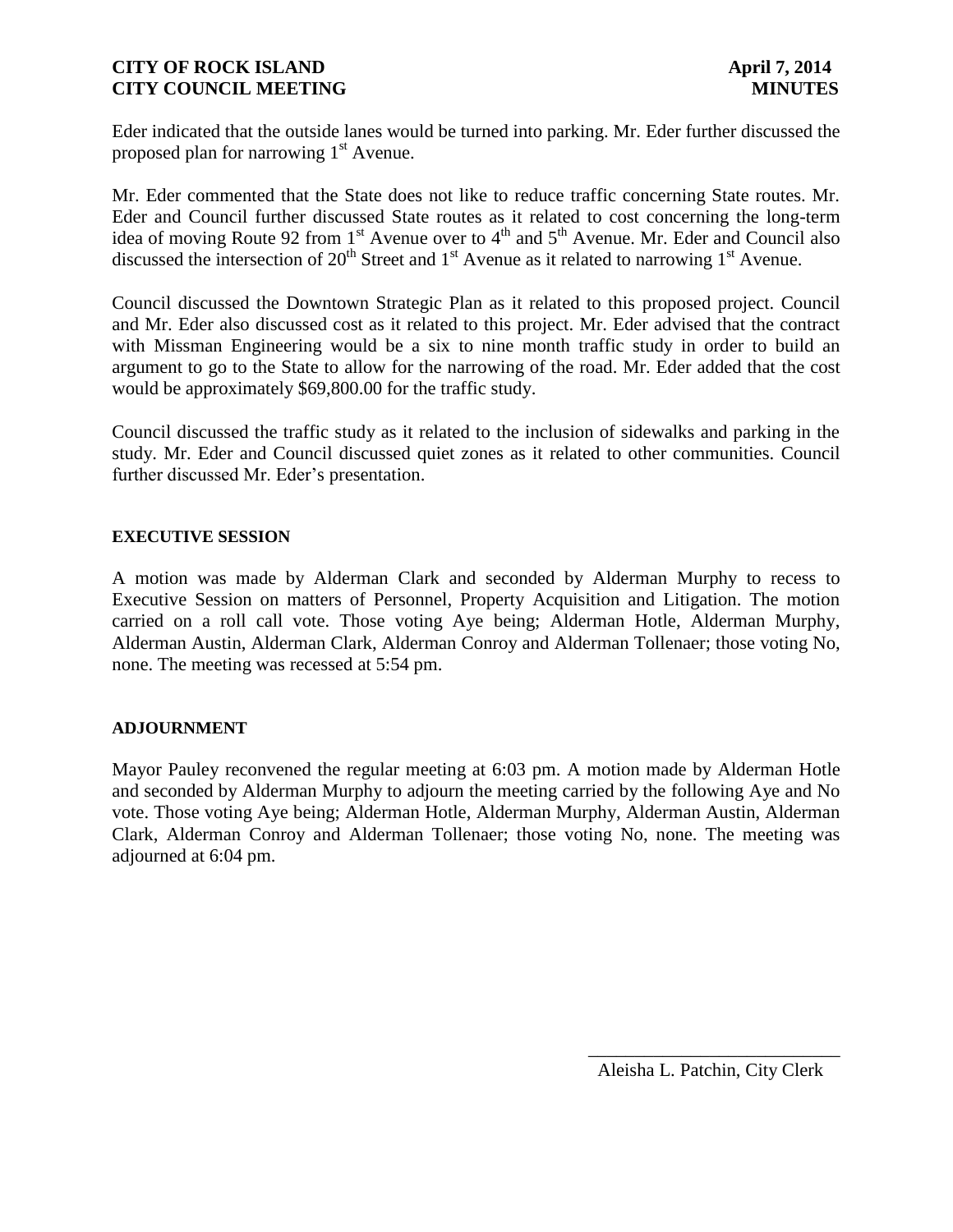Eder indicated that the outside lanes would be turned into parking. Mr. Eder further discussed the proposed plan for narrowing 1st Avenue.

Mr. Eder commented that the State does not like to reduce traffic concerning State routes. Mr. Eder and Council further discussed State routes as it related to cost concerning the long-term idea of moving Route 92 from 1st Avenue over to 4th and 5th Avenue. Mr. Eder and Council also discussed the intersection of 20th Street and 1st Avenue as it related to narrowing 1st Avenue.

Council discussed the Downtown Strategic Plan as it related to this proposed project. Council and Mr. Eder also discussed cost as it related to this project. Mr. Eder advised that the contract with Missman Engineering would be a six to nine month traffic study in order to build an argument to go to the State to allow for the narrowing of the road. Mr. Eder added that the cost would be approximately $69,800.00 for the traffic study.

Council discussed the traffic study as it related to the inclusion of sidewalks and parking in the study. Mr. Eder and Council discussed quiet zones as it related to other communities. Council further discussed Mr. Eder's presentation.

**EXECUTIVE SESSION**

A motion was made by Alderman Clark and seconded by Alderman Murphy to recess to Executive Session on matters of Personnel, Property Acquisition and Litigation. The motion carried on a roll call vote. Those voting Aye being; Alderman Hotle, Alderman Murphy, Alderman Austin, Alderman Clark, Alderman Conroy and Alderman Tollenaer; those voting No, none. The meeting was recessed at 5:54 pm.

**ADJOURNMENT**

Mayor Pauley reconvened the regular meeting at 6:03 pm. A motion made by Alderman Hotle and seconded by Alderman Murphy to adjourn the meeting carried by the following Aye and No vote. Those voting Aye being; Alderman Hotle, Alderman Murphy, Alderman Austin, Alderman Clark, Alderman Conroy and Alderman Tollenaer; those voting No, none. The meeting was adjourned at 6:04 pm.

\_\_\_\_\_\_\_\_\_\_\_\_\_\_\_\_\_\_\_\_\_\_\_\_\_\_\_\_

Aleisha L. Patchin, City Clerk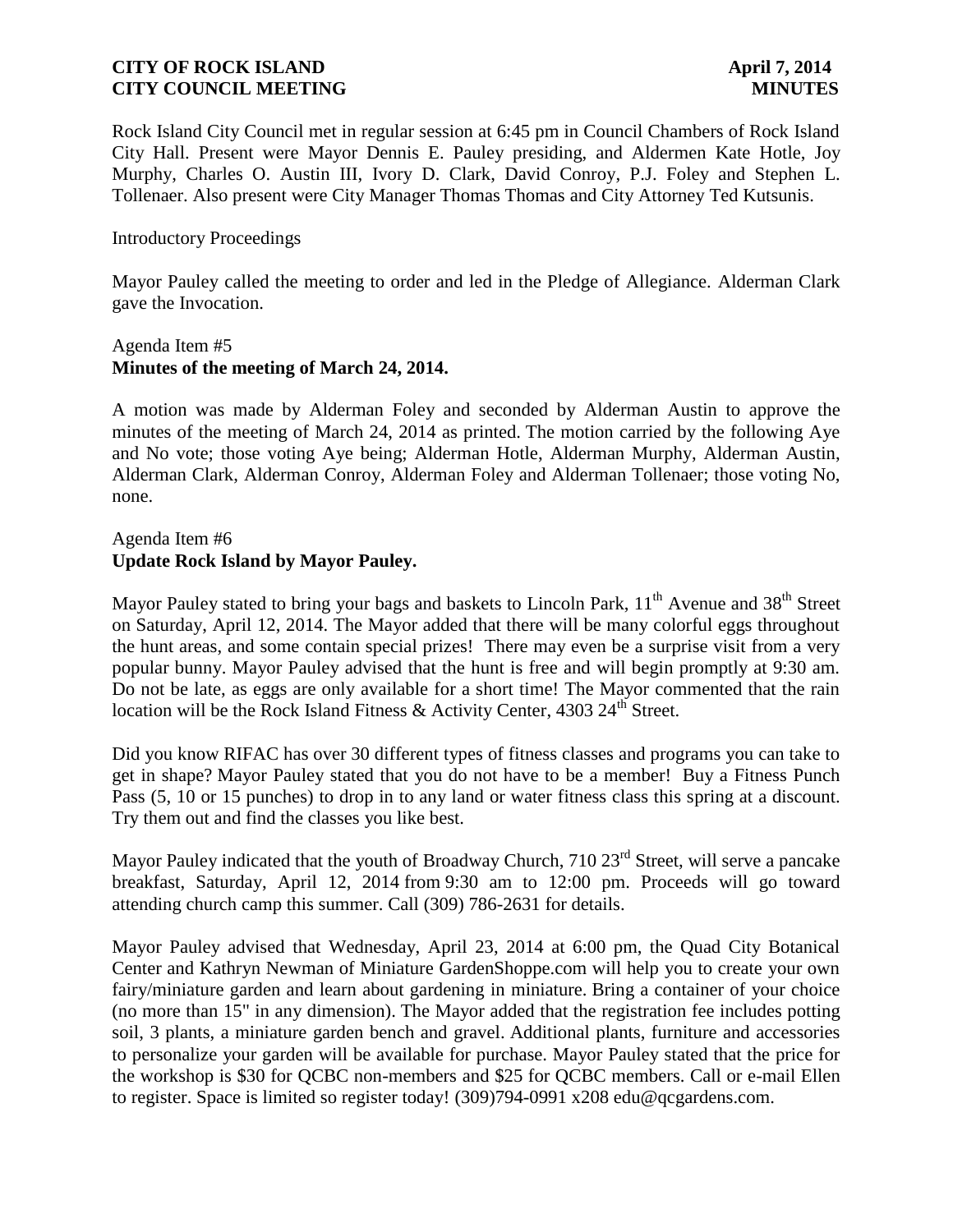Rock Island City Council met in regular session at 6:45 pm in Council Chambers of Rock Island City Hall. Present were Mayor Dennis E. Pauley presiding, and Aldermen Kate Hotle, Joy Murphy, Charles O. Austin III, Ivory D. Clark, David Conroy, P.J. Foley and Stephen L. Tollenaer. Also present were City Manager Thomas Thomas and City Attorney Ted Kutsunis.

Introductory Proceedings

Mayor Pauley called the meeting to order and led in the Pledge of Allegiance. Alderman Clark gave the Invocation.

Agenda Item #5
**Minutes of the meeting of March 24, 2014.**

A motion was made by Alderman Foley and seconded by Alderman Austin to approve the minutes of the meeting of March 24, 2014 as printed. The motion carried by the following Aye and No vote; those voting Aye being; Alderman Hotle, Alderman Murphy, Alderman Austin, Alderman Clark, Alderman Conroy, Alderman Foley and Alderman Tollenaer; those voting No, none.

Agenda Item #6
**Update Rock Island by Mayor Pauley.**

Mayor Pauley stated to bring your bags and baskets to Lincoln Park, 11th Avenue and 38th Street on Saturday, April 12, 2014. The Mayor added that there will be many colorful eggs throughout the hunt areas, and some contain special prizes! There may even be a surprise visit from a very popular bunny. Mayor Pauley advised that the hunt is free and will begin promptly at 9:30 am. Do not be late, as eggs are only available for a short time! The Mayor commented that the rain location will be the Rock Island Fitness & Activity Center, 4303 24th Street.

Did you know RIFAC has over 30 different types of fitness classes and programs you can take to get in shape? Mayor Pauley stated that you do not have to be a member! Buy a Fitness Punch Pass (5, 10 or 15 punches) to drop in to any land or water fitness class this spring at a discount. Try them out and find the classes you like best.

Mayor Pauley indicated that the youth of Broadway Church, 710 23rd Street, will serve a pancake breakfast, Saturday, April 12, 2014 from 9:30 am to 12:00 pm. Proceeds will go toward attending church camp this summer. Call (309) 786-2631 for details.

Mayor Pauley advised that Wednesday, April 23, 2014 at 6:00 pm, the Quad City Botanical Center and Kathryn Newman of Miniature GardenShoppe.com will help you to create your own fairy/miniature garden and learn about gardening in miniature. Bring a container of your choice (no more than 15" in any dimension). The Mayor added that the registration fee includes potting soil, 3 plants, a miniature garden bench and gravel. Additional plants, furniture and accessories to personalize your garden will be available for purchase. Mayor Pauley stated that the price for the workshop is $30 for QCBC non-members and $25 for QCBC members. Call or e-mail Ellen to register. Space is limited so register today! (309)794-0991 x208 edu@qcgardens.com.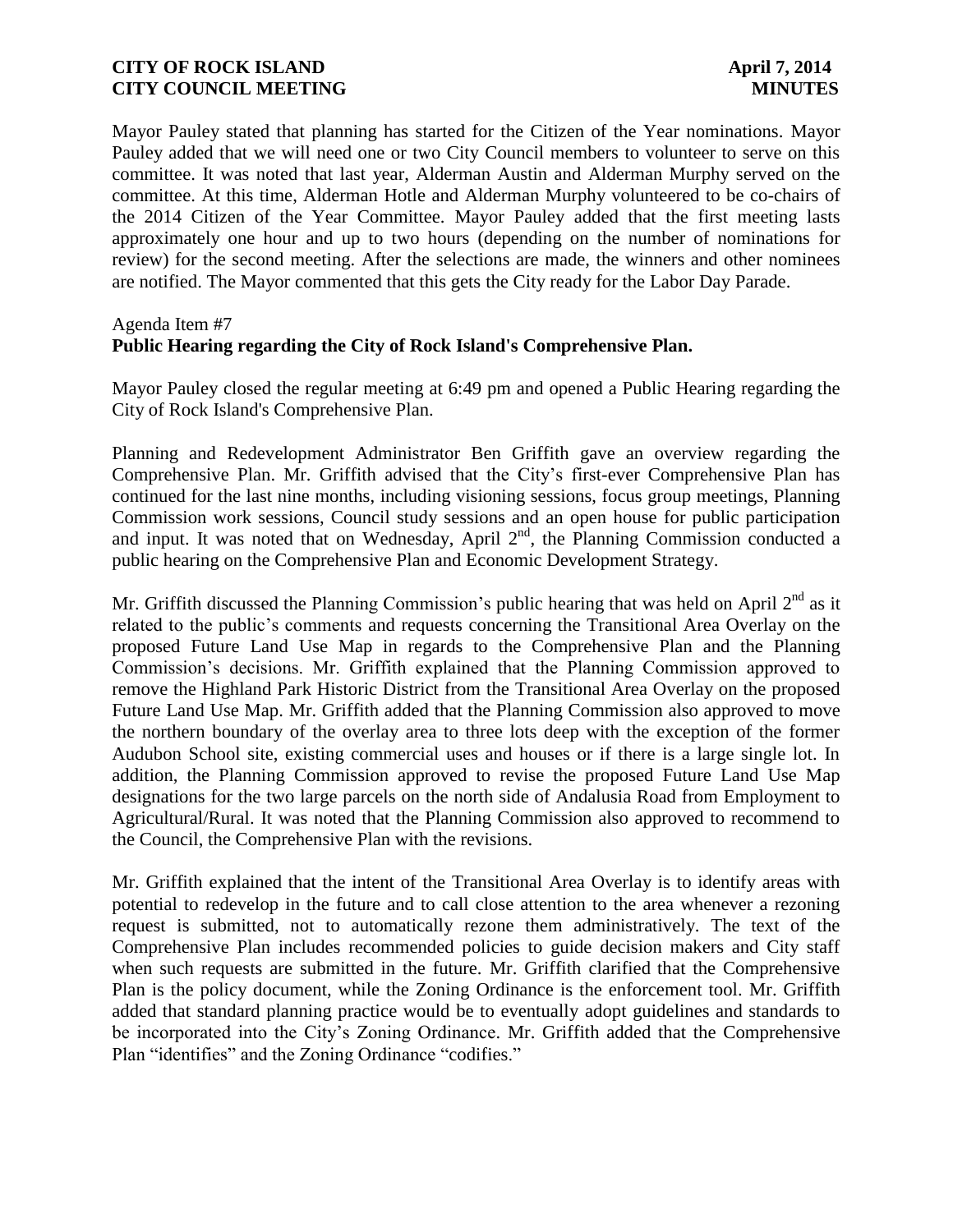Mayor Pauley stated that planning has started for the Citizen of the Year nominations. Mayor Pauley added that we will need one or two City Council members to volunteer to serve on this committee. It was noted that last year, Alderman Austin and Alderman Murphy served on the committee. At this time, Alderman Hotle and Alderman Murphy volunteered to be co-chairs of the 2014 Citizen of the Year Committee. Mayor Pauley added that the first meeting lasts approximately one hour and up to two hours (depending on the number of nominations for review) for the second meeting. After the selections are made, the winners and other nominees are notified. The Mayor commented that this gets the City ready for the Labor Day Parade.

Agenda Item #7
**Public Hearing regarding the City of Rock Island's Comprehensive Plan.**

Mayor Pauley closed the regular meeting at 6:49 pm and opened a Public Hearing regarding the City of Rock Island's Comprehensive Plan.

Planning and Redevelopment Administrator Ben Griffith gave an overview regarding the Comprehensive Plan. Mr. Griffith advised that the City's first-ever Comprehensive Plan has continued for the last nine months, including visioning sessions, focus group meetings, Planning Commission work sessions, Council study sessions and an open house for public participation and input. It was noted that on Wednesday, April 2nd, the Planning Commission conducted a public hearing on the Comprehensive Plan and Economic Development Strategy.

Mr. Griffith discussed the Planning Commission's public hearing that was held on April 2nd as it related to the public's comments and requests concerning the Transitional Area Overlay on the proposed Future Land Use Map in regards to the Comprehensive Plan and the Planning Commission's decisions. Mr. Griffith explained that the Planning Commission approved to remove the Highland Park Historic District from the Transitional Area Overlay on the proposed Future Land Use Map. Mr. Griffith added that the Planning Commission also approved to move the northern boundary of the overlay area to three lots deep with the exception of the former Audubon School site, existing commercial uses and houses or if there is a large single lot. In addition, the Planning Commission approved to revise the proposed Future Land Use Map designations for the two large parcels on the north side of Andalusia Road from Employment to Agricultural/Rural. It was noted that the Planning Commission also approved to recommend to the Council, the Comprehensive Plan with the revisions.

Mr. Griffith explained that the intent of the Transitional Area Overlay is to identify areas with potential to redevelop in the future and to call close attention to the area whenever a rezoning request is submitted, not to automatically rezone them administratively. The text of the Comprehensive Plan includes recommended policies to guide decision makers and City staff when such requests are submitted in the future. Mr. Griffith clarified that the Comprehensive Plan is the policy document, while the Zoning Ordinance is the enforcement tool. Mr. Griffith added that standard planning practice would be to eventually adopt guidelines and standards to be incorporated into the City's Zoning Ordinance. Mr. Griffith added that the Comprehensive Plan "identifies" and the Zoning Ordinance "codifies."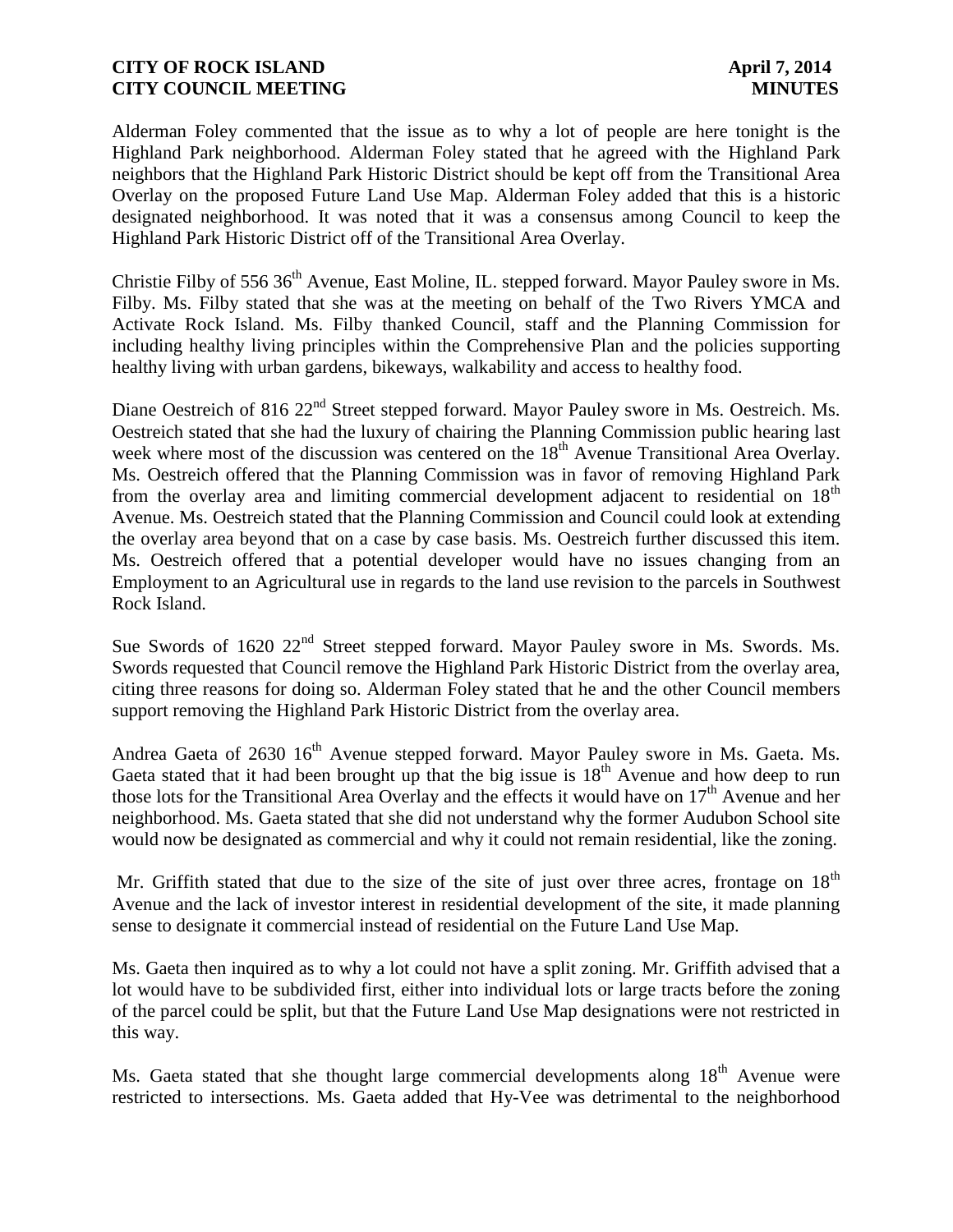Alderman Foley commented that the issue as to why a lot of people are here tonight is the Highland Park neighborhood. Alderman Foley stated that he agreed with the Highland Park neighbors that the Highland Park Historic District should be kept off from the Transitional Area Overlay on the proposed Future Land Use Map. Alderman Foley added that this is a historic designated neighborhood. It was noted that it was a consensus among Council to keep the Highland Park Historic District off of the Transitional Area Overlay.

Christie Filby of 556 36th Avenue, East Moline, IL. stepped forward. Mayor Pauley swore in Ms. Filby. Ms. Filby stated that she was at the meeting on behalf of the Two Rivers YMCA and Activate Rock Island. Ms. Filby thanked Council, staff and the Planning Commission for including healthy living principles within the Comprehensive Plan and the policies supporting healthy living with urban gardens, bikeways, walkability and access to healthy food.

Diane Oestreich of 816 22nd Street stepped forward. Mayor Pauley swore in Ms. Oestreich. Ms. Oestreich stated that she had the luxury of chairing the Planning Commission public hearing last week where most of the discussion was centered on the 18th Avenue Transitional Area Overlay. Ms. Oestreich offered that the Planning Commission was in favor of removing Highland Park from the overlay area and limiting commercial development adjacent to residential on 18th Avenue. Ms. Oestreich stated that the Planning Commission and Council could look at extending the overlay area beyond that on a case by case basis. Ms. Oestreich further discussed this item. Ms. Oestreich offered that a potential developer would have no issues changing from an Employment to an Agricultural use in regards to the land use revision to the parcels in Southwest Rock Island.

Sue Swords of 1620 22nd Street stepped forward. Mayor Pauley swore in Ms. Swords. Ms. Swords requested that Council remove the Highland Park Historic District from the overlay area, citing three reasons for doing so. Alderman Foley stated that he and the other Council members support removing the Highland Park Historic District from the overlay area.

Andrea Gaeta of 2630 16th Avenue stepped forward. Mayor Pauley swore in Ms. Gaeta. Ms. Gaeta stated that it had been brought up that the big issue is 18th Avenue and how deep to run those lots for the Transitional Area Overlay and the effects it would have on 17th Avenue and her neighborhood. Ms. Gaeta stated that she did not understand why the former Audubon School site would now be designated as commercial and why it could not remain residential, like the zoning.

Mr. Griffith stated that due to the size of the site of just over three acres, frontage on 18th Avenue and the lack of investor interest in residential development of the site, it made planning sense to designate it commercial instead of residential on the Future Land Use Map.

Ms. Gaeta then inquired as to why a lot could not have a split zoning. Mr. Griffith advised that a lot would have to be subdivided first, either into individual lots or large tracts before the zoning of the parcel could be split, but that the Future Land Use Map designations were not restricted in this way.

Ms. Gaeta stated that she thought large commercial developments along 18th Avenue were restricted to intersections. Ms. Gaeta added that Hy-Vee was detrimental to the neighborhood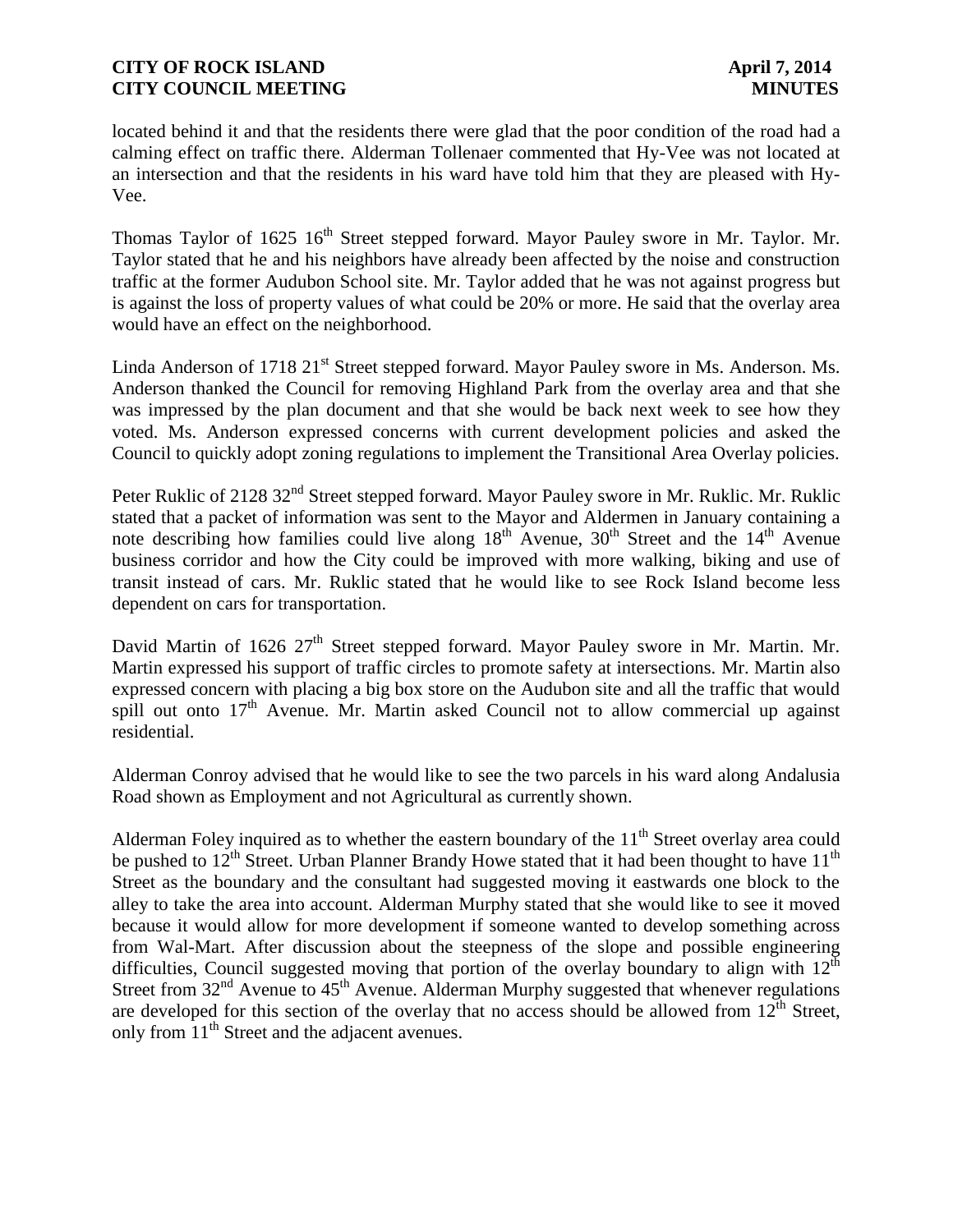located behind it and that the residents there were glad that the poor condition of the road had a calming effect on traffic there. Alderman Tollenaer commented that Hy-Vee was not located at an intersection and that the residents in his ward have told him that they are pleased with Hy-Vee.

Thomas Taylor of 1625 16th Street stepped forward. Mayor Pauley swore in Mr. Taylor. Mr. Taylor stated that he and his neighbors have already been affected by the noise and construction traffic at the former Audubon School site. Mr. Taylor added that he was not against progress but is against the loss of property values of what could be 20% or more. He said that the overlay area would have an effect on the neighborhood.

Linda Anderson of 1718 21st Street stepped forward. Mayor Pauley swore in Ms. Anderson. Ms. Anderson thanked the Council for removing Highland Park from the overlay area and that she was impressed by the plan document and that she would be back next week to see how they voted. Ms. Anderson expressed concerns with current development policies and asked the Council to quickly adopt zoning regulations to implement the Transitional Area Overlay policies.

Peter Ruklic of 2128 32nd Street stepped forward. Mayor Pauley swore in Mr. Ruklic. Mr. Ruklic stated that a packet of information was sent to the Mayor and Aldermen in January containing a note describing how families could live along 18th Avenue, 30th Street and the 14th Avenue business corridor and how the City could be improved with more walking, biking and use of transit instead of cars. Mr. Ruklic stated that he would like to see Rock Island become less dependent on cars for transportation.

David Martin of 1626 27th Street stepped forward. Mayor Pauley swore in Mr. Martin. Mr. Martin expressed his support of traffic circles to promote safety at intersections. Mr. Martin also expressed concern with placing a big box store on the Audubon site and all the traffic that would spill out onto 17th Avenue. Mr. Martin asked Council not to allow commercial up against residential.

Alderman Conroy advised that he would like to see the two parcels in his ward along Andalusia Road shown as Employment and not Agricultural as currently shown.

Alderman Foley inquired as to whether the eastern boundary of the 11th Street overlay area could be pushed to 12th Street. Urban Planner Brandy Howe stated that it had been thought to have 11th Street as the boundary and the consultant had suggested moving it eastwards one block to the alley to take the area into account. Alderman Murphy stated that she would like to see it moved because it would allow for more development if someone wanted to develop something across from Wal-Mart. After discussion about the steepness of the slope and possible engineering difficulties, Council suggested moving that portion of the overlay boundary to align with 12th Street from 32nd Avenue to 45th Avenue. Alderman Murphy suggested that whenever regulations are developed for this section of the overlay that no access should be allowed from 12th Street, only from 11th Street and the adjacent avenues.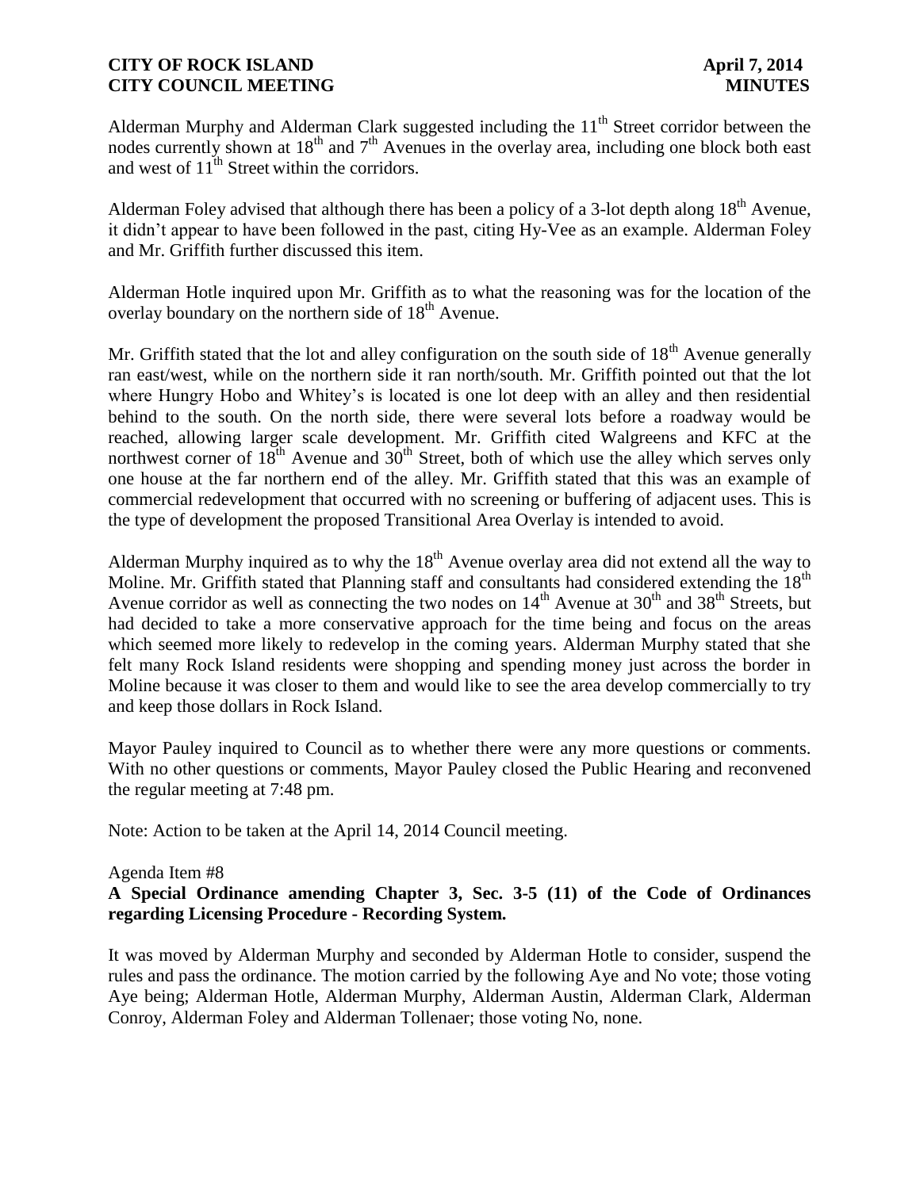Alderman Murphy and Alderman Clark suggested including the 11th Street corridor between the nodes currently shown at 18th and 7th Avenues in the overlay area, including one block both east and west of 11th Street within the corridors.

Alderman Foley advised that although there has been a policy of a 3-lot depth along 18th Avenue, it didn't appear to have been followed in the past, citing Hy-Vee as an example. Alderman Foley and Mr. Griffith further discussed this item.

Alderman Hotle inquired upon Mr. Griffith as to what the reasoning was for the location of the overlay boundary on the northern side of 18th Avenue.

Mr. Griffith stated that the lot and alley configuration on the south side of 18th Avenue generally ran east/west, while on the northern side it ran north/south. Mr. Griffith pointed out that the lot where Hungry Hobo and Whitey's is located is one lot deep with an alley and then residential behind to the south. On the north side, there were several lots before a roadway would be reached, allowing larger scale development. Mr. Griffith cited Walgreens and KFC at the northwest corner of 18th Avenue and 30th Street, both of which use the alley which serves only one house at the far northern end of the alley. Mr. Griffith stated that this was an example of commercial redevelopment that occurred with no screening or buffering of adjacent uses. This is the type of development the proposed Transitional Area Overlay is intended to avoid.

Alderman Murphy inquired as to why the 18th Avenue overlay area did not extend all the way to Moline. Mr. Griffith stated that Planning staff and consultants had considered extending the 18th Avenue corridor as well as connecting the two nodes on 14th Avenue at 30th and 38th Streets, but had decided to take a more conservative approach for the time being and focus on the areas which seemed more likely to redevelop in the coming years. Alderman Murphy stated that she felt many Rock Island residents were shopping and spending money just across the border in Moline because it was closer to them and would like to see the area develop commercially to try and keep those dollars in Rock Island.

Mayor Pauley inquired to Council as to whether there were any more questions or comments. With no other questions or comments, Mayor Pauley closed the Public Hearing and reconvened the regular meeting at 7:48 pm.

Note: Action to be taken at the April 14, 2014 Council meeting.

Agenda Item #8

**A Special Ordinance amending Chapter 3, Sec. 3-5 (11) of the Code of Ordinances regarding Licensing Procedure - Recording System.**

It was moved by Alderman Murphy and seconded by Alderman Hotle to consider, suspend the rules and pass the ordinance. The motion carried by the following Aye and No vote; those voting Aye being; Alderman Hotle, Alderman Murphy, Alderman Austin, Alderman Clark, Alderman Conroy, Alderman Foley and Alderman Tollenaer; those voting No, none.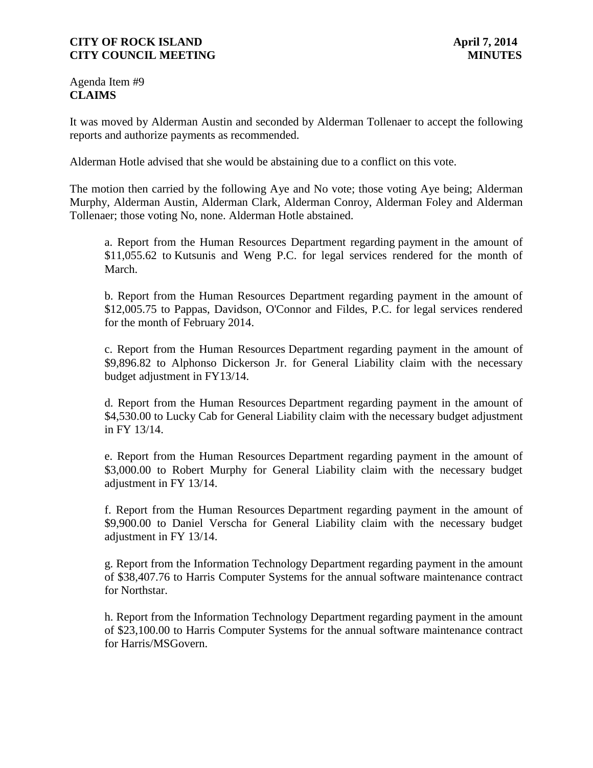Agenda Item #9
**CLAIMS**

It was moved by Alderman Austin and seconded by Alderman Tollenaer to accept the following reports and authorize payments as recommended.

Alderman Hotle advised that she would be abstaining due to a conflict on this vote.

The motion then carried by the following Aye and No vote; those voting Aye being; Alderman Murphy, Alderman Austin, Alderman Clark, Alderman Conroy, Alderman Foley and Alderman Tollenaer; those voting No, none. Alderman Hotle abstained.

a. Report from the Human Resources Department regarding payment in the amount of $11,055.62 to Kutsunis and Weng P.C. for legal services rendered for the month of March.

b. Report from the Human Resources Department regarding payment in the amount of $12,005.75 to Pappas, Davidson, O'Connor and Fildes, P.C. for legal services rendered for the month of February 2014.

c. Report from the Human Resources Department regarding payment in the amount of $9,896.82 to Alphonso Dickerson Jr. for General Liability claim with the necessary budget adjustment in FY13/14.

d. Report from the Human Resources Department regarding payment in the amount of $4,530.00 to Lucky Cab for General Liability claim with the necessary budget adjustment in FY 13/14.

e. Report from the Human Resources Department regarding payment in the amount of $3,000.00 to Robert Murphy for General Liability claim with the necessary budget adjustment in FY 13/14.

f. Report from the Human Resources Department regarding payment in the amount of $9,900.00 to Daniel Verscha for General Liability claim with the necessary budget adjustment in FY 13/14.

g. Report from the Information Technology Department regarding payment in the amount of $38,407.76 to Harris Computer Systems for the annual software maintenance contract for Northstar.

h. Report from the Information Technology Department regarding payment in the amount of $23,100.00 to Harris Computer Systems for the annual software maintenance contract for Harris/MSGovern.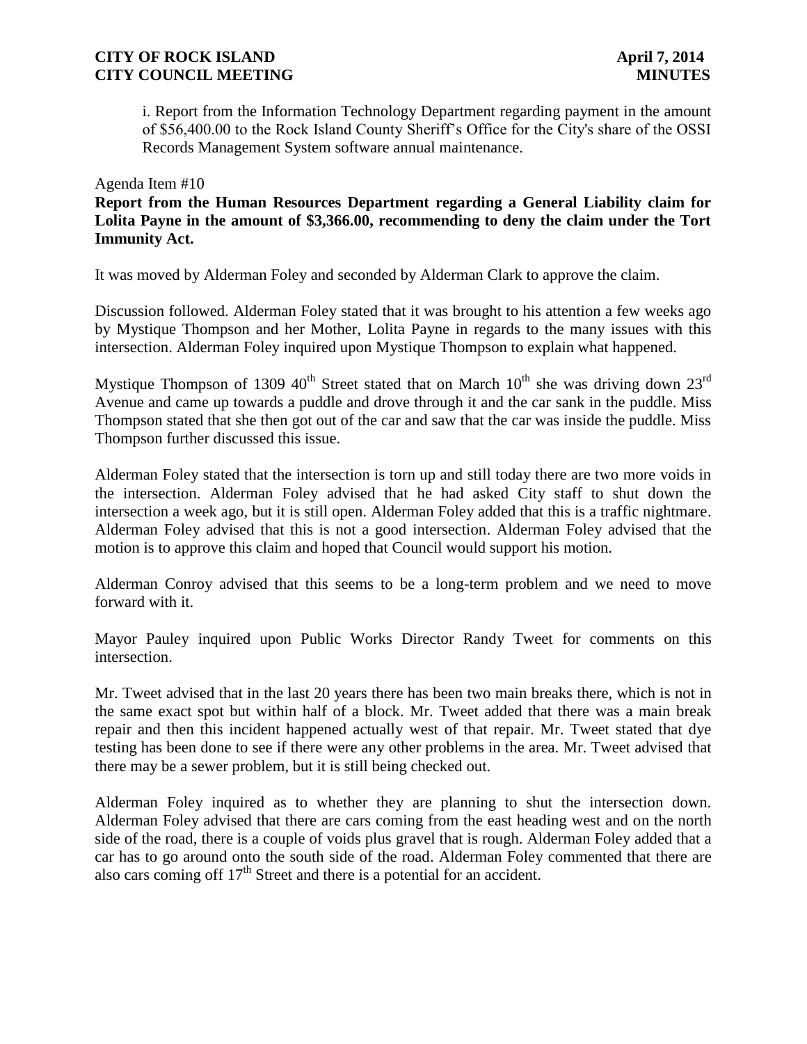i. Report from the Information Technology Department regarding payment in the amount of $56,400.00 to the Rock Island County Sheriff's Office for the City's share of the OSSI Records Management System software annual maintenance.

Agenda Item #10

**Report from the Human Resources Department regarding a General Liability claim for Lolita Payne in the amount of $3,366.00, recommending to deny the claim under the Tort Immunity Act.**

It was moved by Alderman Foley and seconded by Alderman Clark to approve the claim.

Discussion followed. Alderman Foley stated that it was brought to his attention a few weeks ago by Mystique Thompson and her Mother, Lolita Payne in regards to the many issues with this intersection. Alderman Foley inquired upon Mystique Thompson to explain what happened.

Mystique Thompson of 1309 40th Street stated that on March 10th she was driving down 23rd Avenue and came up towards a puddle and drove through it and the car sank in the puddle. Miss Thompson stated that she then got out of the car and saw that the car was inside the puddle. Miss Thompson further discussed this issue.

Alderman Foley stated that the intersection is torn up and still today there are two more voids in the intersection. Alderman Foley advised that he had asked City staff to shut down the intersection a week ago, but it is still open. Alderman Foley added that this is a traffic nightmare. Alderman Foley advised that this is not a good intersection. Alderman Foley advised that the motion is to approve this claim and hoped that Council would support his motion.

Alderman Conroy advised that this seems to be a long-term problem and we need to move forward with it.

Mayor Pauley inquired upon Public Works Director Randy Tweet for comments on this intersection.

Mr. Tweet advised that in the last 20 years there has been two main breaks there, which is not in the same exact spot but within half of a block. Mr. Tweet added that there was a main break repair and then this incident happened actually west of that repair. Mr. Tweet stated that dye testing has been done to see if there were any other problems in the area. Mr. Tweet advised that there may be a sewer problem, but it is still being checked out.

Alderman Foley inquired as to whether they are planning to shut the intersection down. Alderman Foley advised that there are cars coming from the east heading west and on the north side of the road, there is a couple of voids plus gravel that is rough. Alderman Foley added that a car has to go around onto the south side of the road. Alderman Foley commented that there are also cars coming off 17th Street and there is a potential for an accident.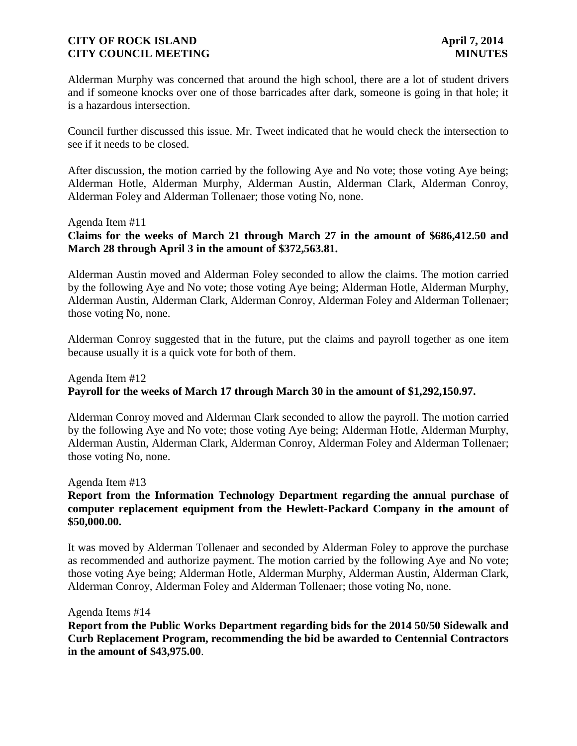Alderman Murphy was concerned that around the high school, there are a lot of student drivers and if someone knocks over one of those barricades after dark, someone is going in that hole; it is a hazardous intersection.

Council further discussed this issue. Mr. Tweet indicated that he would check the intersection to see if it needs to be closed.

After discussion, the motion carried by the following Aye and No vote; those voting Aye being; Alderman Hotle, Alderman Murphy, Alderman Austin, Alderman Clark, Alderman Conroy, Alderman Foley and Alderman Tollenaer; those voting No, none.

Agenda Item #11

**Claims for the weeks of March 21 through March 27 in the amount of $686,412.50 and March 28 through April 3 in the amount of $372,563.81.**

Alderman Austin moved and Alderman Foley seconded to allow the claims. The motion carried by the following Aye and No vote; those voting Aye being; Alderman Hotle, Alderman Murphy, Alderman Austin, Alderman Clark, Alderman Conroy, Alderman Foley and Alderman Tollenaer; those voting No, none.

Alderman Conroy suggested that in the future, put the claims and payroll together as one item because usually it is a quick vote for both of them.

Agenda Item #12

**Payroll for the weeks of March 17 through March 30 in the amount of $1,292,150.97.**

Alderman Conroy moved and Alderman Clark seconded to allow the payroll. The motion carried by the following Aye and No vote; those voting Aye being; Alderman Hotle, Alderman Murphy, Alderman Austin, Alderman Clark, Alderman Conroy, Alderman Foley and Alderman Tollenaer; those voting No, none.

Agenda Item #13

**Report from the Information Technology Department regarding the annual purchase of computer replacement equipment from the Hewlett-Packard Company in the amount of $50,000.00.**

It was moved by Alderman Tollenaer and seconded by Alderman Foley to approve the purchase as recommended and authorize payment. The motion carried by the following Aye and No vote; those voting Aye being; Alderman Hotle, Alderman Murphy, Alderman Austin, Alderman Clark, Alderman Conroy, Alderman Foley and Alderman Tollenaer; those voting No, none.

Agenda Items #14

**Report from the Public Works Department regarding bids for the 2014 50/50 Sidewalk and Curb Replacement Program, recommending the bid be awarded to Centennial Contractors in the amount of $43,975.00**.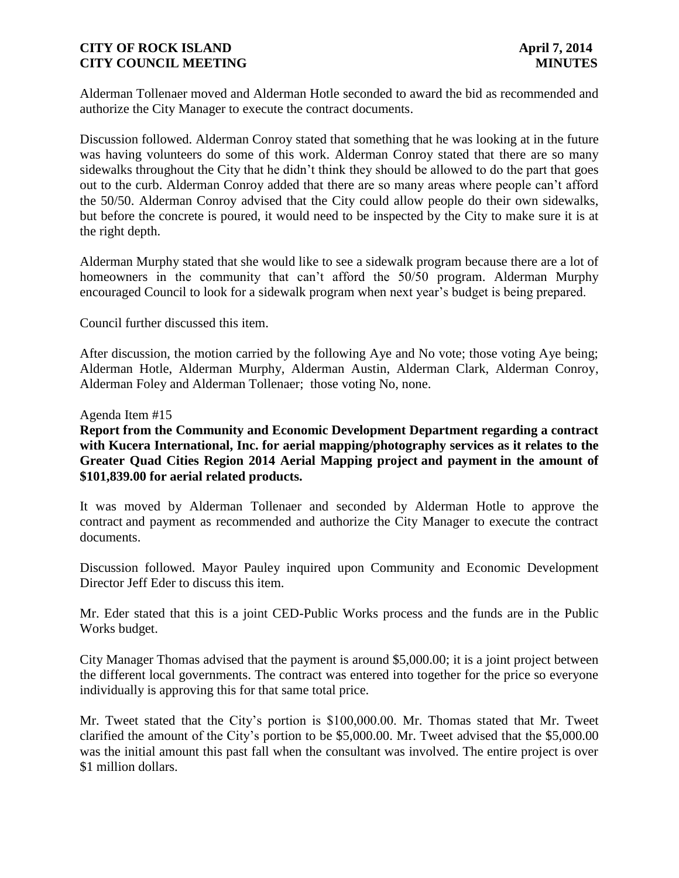Alderman Tollenaer moved and Alderman Hotle seconded to award the bid as recommended and authorize the City Manager to execute the contract documents.

Discussion followed. Alderman Conroy stated that something that he was looking at in the future was having volunteers do some of this work. Alderman Conroy stated that there are so many sidewalks throughout the City that he didn't think they should be allowed to do the part that goes out to the curb. Alderman Conroy added that there are so many areas where people can't afford the 50/50. Alderman Conroy advised that the City could allow people do their own sidewalks, but before the concrete is poured, it would need to be inspected by the City to make sure it is at the right depth.

Alderman Murphy stated that she would like to see a sidewalk program because there are a lot of homeowners in the community that can't afford the 50/50 program. Alderman Murphy encouraged Council to look for a sidewalk program when next year's budget is being prepared.

Council further discussed this item.

After discussion, the motion carried by the following Aye and No vote; those voting Aye being; Alderman Hotle, Alderman Murphy, Alderman Austin, Alderman Clark, Alderman Conroy, Alderman Foley and Alderman Tollenaer; those voting No, none.

Agenda Item #15

**Report from the Community and Economic Development Department regarding a contract with Kucera International, Inc. for aerial mapping/photography services as it relates to the Greater Quad Cities Region 2014 Aerial Mapping project and payment in the amount of $101,839.00 for aerial related products.**

It was moved by Alderman Tollenaer and seconded by Alderman Hotle to approve the contract and payment as recommended and authorize the City Manager to execute the contract documents.

Discussion followed. Mayor Pauley inquired upon Community and Economic Development Director Jeff Eder to discuss this item.

Mr. Eder stated that this is a joint CED-Public Works process and the funds are in the Public Works budget.

City Manager Thomas advised that the payment is around $5,000.00; it is a joint project between the different local governments. The contract was entered into together for the price so everyone individually is approving this for that same total price.

Mr. Tweet stated that the City's portion is $100,000.00. Mr. Thomas stated that Mr. Tweet clarified the amount of the City's portion to be $5,000.00. Mr. Tweet advised that the $5,000.00 was the initial amount this past fall when the consultant was involved. The entire project is over $1 million dollars.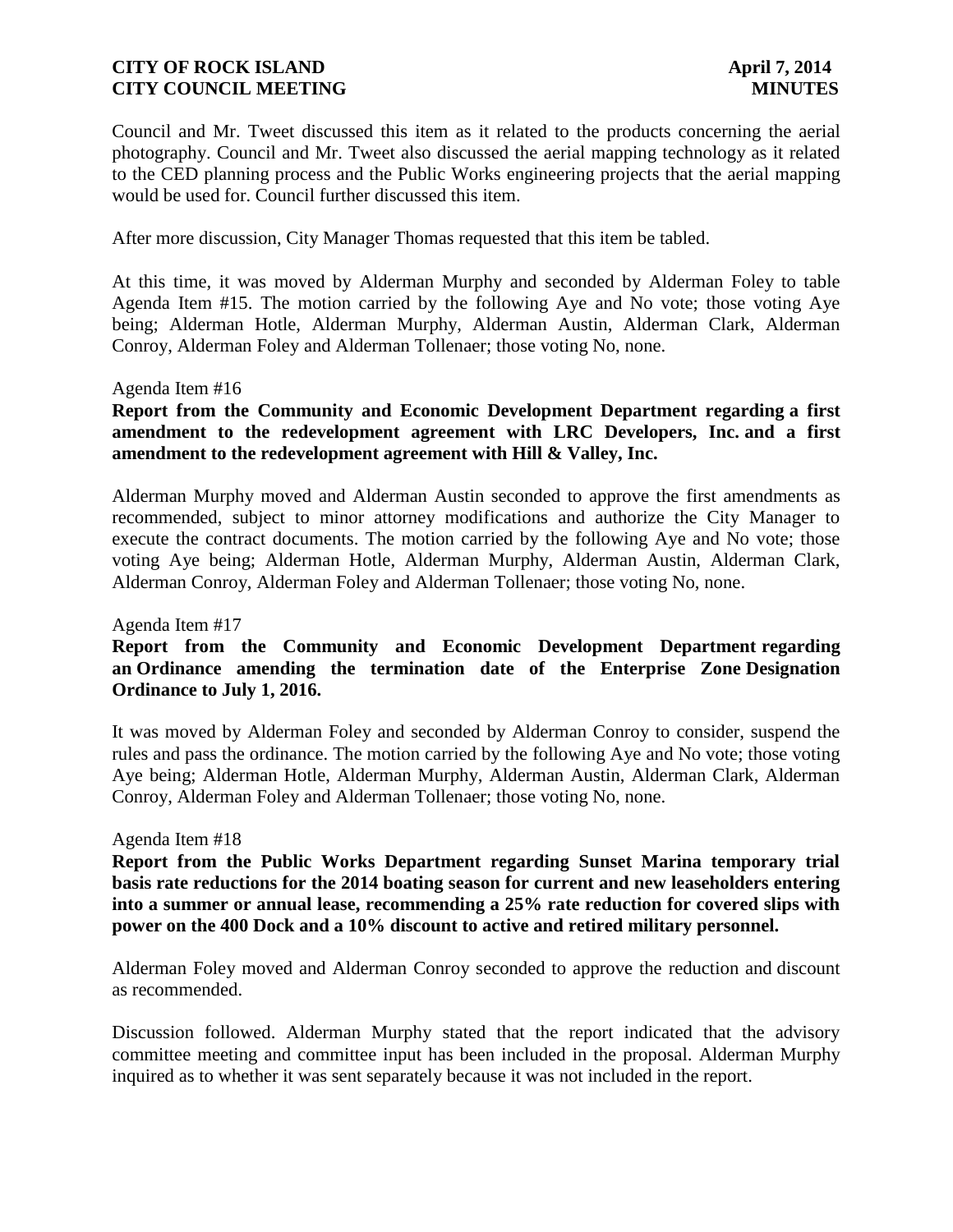Council and Mr. Tweet discussed this item as it related to the products concerning the aerial photography. Council and Mr. Tweet also discussed the aerial mapping technology as it related to the CED planning process and the Public Works engineering projects that the aerial mapping would be used for. Council further discussed this item.

After more discussion, City Manager Thomas requested that this item be tabled.

At this time, it was moved by Alderman Murphy and seconded by Alderman Foley to table Agenda Item #15. The motion carried by the following Aye and No vote; those voting Aye being; Alderman Hotle, Alderman Murphy, Alderman Austin, Alderman Clark, Alderman Conroy, Alderman Foley and Alderman Tollenaer; those voting No, none.

Agenda Item #16

**Report from the Community and Economic Development Department regarding a first amendment to the redevelopment agreement with LRC Developers, Inc. and a first amendment to the redevelopment agreement with Hill & Valley, Inc.**

Alderman Murphy moved and Alderman Austin seconded to approve the first amendments as recommended, subject to minor attorney modifications and authorize the City Manager to execute the contract documents. The motion carried by the following Aye and No vote; those voting Aye being; Alderman Hotle, Alderman Murphy, Alderman Austin, Alderman Clark, Alderman Conroy, Alderman Foley and Alderman Tollenaer; those voting No, none.

Agenda Item #17

**Report from the Community and Economic Development Department regarding an Ordinance amending the termination date of the Enterprise Zone Designation Ordinance to July 1, 2016.**

It was moved by Alderman Foley and seconded by Alderman Conroy to consider, suspend the rules and pass the ordinance. The motion carried by the following Aye and No vote; those voting Aye being; Alderman Hotle, Alderman Murphy, Alderman Austin, Alderman Clark, Alderman Conroy, Alderman Foley and Alderman Tollenaer; those voting No, none.

Agenda Item #18

**Report from the Public Works Department regarding Sunset Marina temporary trial basis rate reductions for the 2014 boating season for current and new leaseholders entering into a summer or annual lease, recommending a 25% rate reduction for covered slips with power on the 400 Dock and a 10% discount to active and retired military personnel.**

Alderman Foley moved and Alderman Conroy seconded to approve the reduction and discount as recommended.

Discussion followed. Alderman Murphy stated that the report indicated that the advisory committee meeting and committee input has been included in the proposal. Alderman Murphy inquired as to whether it was sent separately because it was not included in the report.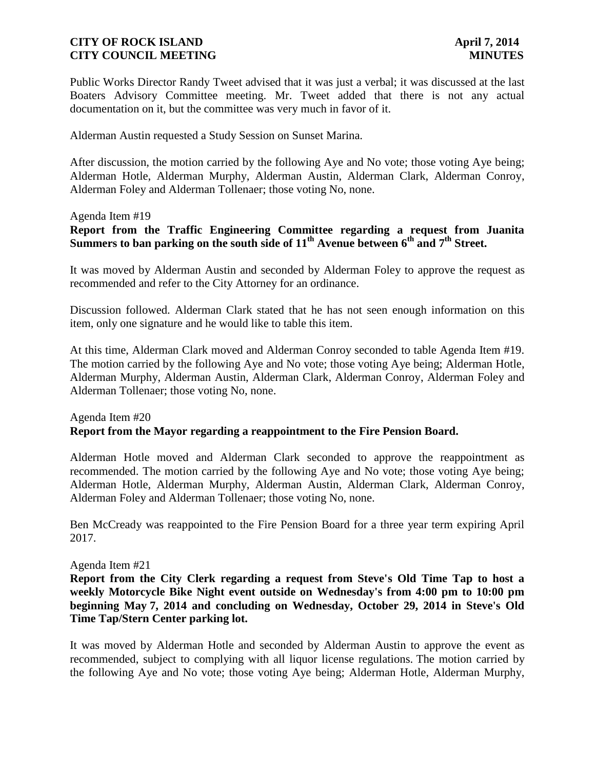Public Works Director Randy Tweet advised that it was just a verbal; it was discussed at the last Boaters Advisory Committee meeting. Mr. Tweet added that there is not any actual documentation on it, but the committee was very much in favor of it.

Alderman Austin requested a Study Session on Sunset Marina.

After discussion, the motion carried by the following Aye and No vote; those voting Aye being; Alderman Hotle, Alderman Murphy, Alderman Austin, Alderman Clark, Alderman Conroy, Alderman Foley and Alderman Tollenaer; those voting No, none.

Agenda Item #19

**Report from the Traffic Engineering Committee regarding a request from Juanita Summers to ban parking on the south side of 11th Avenue between 6th and 7th Street.**

It was moved by Alderman Austin and seconded by Alderman Foley to approve the request as recommended and refer to the City Attorney for an ordinance.

Discussion followed. Alderman Clark stated that he has not seen enough information on this item, only one signature and he would like to table this item.

At this time, Alderman Clark moved and Alderman Conroy seconded to table Agenda Item #19. The motion carried by the following Aye and No vote; those voting Aye being; Alderman Hotle, Alderman Murphy, Alderman Austin, Alderman Clark, Alderman Conroy, Alderman Foley and Alderman Tollenaer; those voting No, none.

Agenda Item #20

**Report from the Mayor regarding a reappointment to the Fire Pension Board.**

Alderman Hotle moved and Alderman Clark seconded to approve the reappointment as recommended. The motion carried by the following Aye and No vote; those voting Aye being; Alderman Hotle, Alderman Murphy, Alderman Austin, Alderman Clark, Alderman Conroy, Alderman Foley and Alderman Tollenaer; those voting No, none.

Ben McCready was reappointed to the Fire Pension Board for a three year term expiring April 2017.

Agenda Item #21

**Report from the City Clerk regarding a request from Steve's Old Time Tap to host a weekly Motorcycle Bike Night event outside on Wednesday's from 4:00 pm to 10:00 pm beginning May 7, 2014 and concluding on Wednesday, October 29, 2014 in Steve's Old Time Tap/Stern Center parking lot.**

It was moved by Alderman Hotle and seconded by Alderman Austin to approve the event as recommended, subject to complying with all liquor license regulations. The motion carried by the following Aye and No vote; those voting Aye being; Alderman Hotle, Alderman Murphy,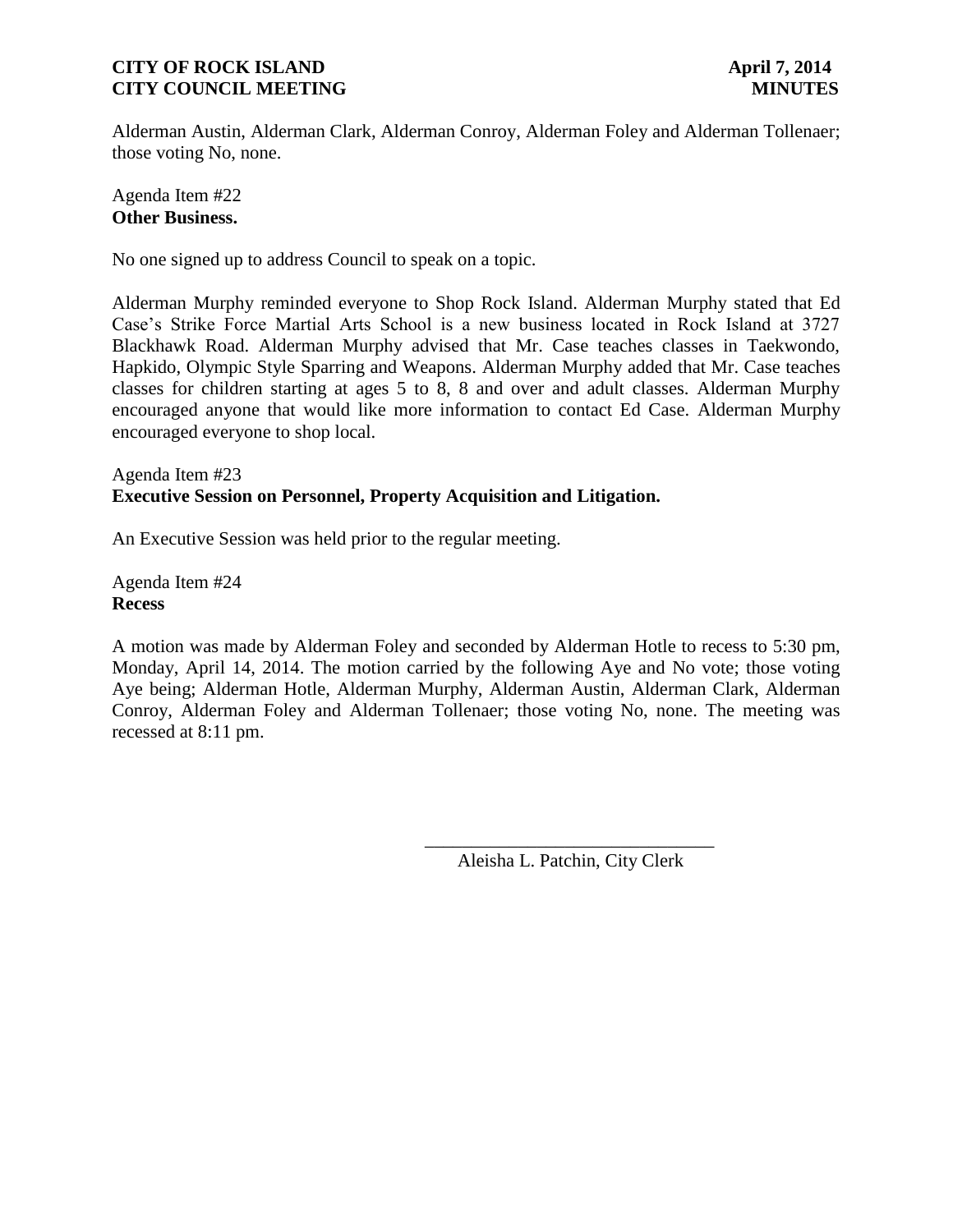Alderman Austin, Alderman Clark, Alderman Conroy, Alderman Foley and Alderman Tollenaer; those voting No, none.

Agenda Item #22
**Other Business.**

No one signed up to address Council to speak on a topic.

Alderman Murphy reminded everyone to Shop Rock Island. Alderman Murphy stated that Ed Case's Strike Force Martial Arts School is a new business located in Rock Island at 3727 Blackhawk Road. Alderman Murphy advised that Mr. Case teaches classes in Taekwondo, Hapkido, Olympic Style Sparring and Weapons. Alderman Murphy added that Mr. Case teaches classes for children starting at ages 5 to 8, 8 and over and adult classes. Alderman Murphy encouraged anyone that would like more information to contact Ed Case. Alderman Murphy encouraged everyone to shop local.

Agenda Item #23
**Executive Session on Personnel, Property Acquisition and Litigation.**

An Executive Session was held prior to the regular meeting.

Agenda Item #24
**Recess**

A motion was made by Alderman Foley and seconded by Alderman Hotle to recess to 5:30 pm, Monday, April 14, 2014. The motion carried by the following Aye and No vote; those voting Aye being; Alderman Hotle, Alderman Murphy, Alderman Austin, Alderman Clark, Alderman Conroy, Alderman Foley and Alderman Tollenaer; those voting No, none. The meeting was recessed at 8:11 pm.

\_\_\_\_\_\_\_\_\_\_\_\_\_\_\_\_\_\_\_\_\_\_\_\_\_\_\_\_\_\_

Aleisha L. Patchin, City Clerk